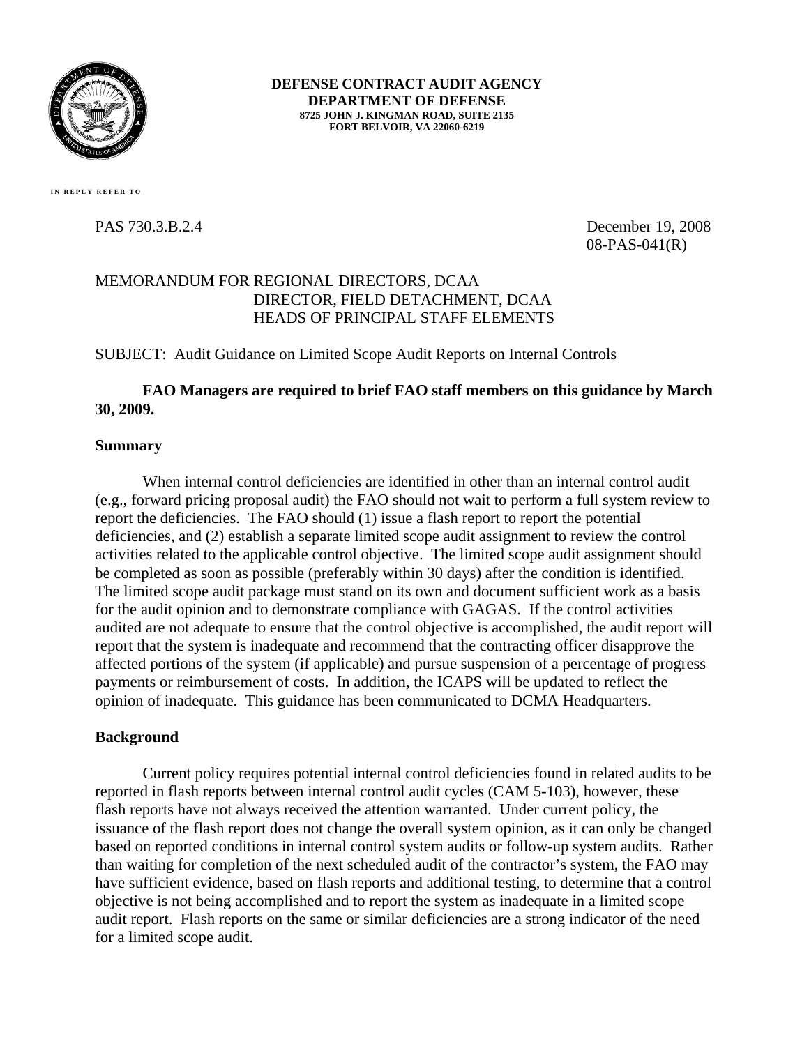**DEFENSE CONTRACT AUDIT AGENCY**
**DEPARTMENT OF DEFENSE**
**8725 JOHN J. KINGMAN ROAD, SUITE 2135**
**FORT BELVOIR, VA 22060-6219**

IN REPLY REFER TO

PAS 730.3.B.2.4

December 19, 2008
08-PAS-041(R)

MEMORANDUM FOR REGIONAL DIRECTORS, DCAA
DIRECTOR, FIELD DETACHMENT, DCAA
HEADS OF PRINCIPAL STAFF ELEMENTS

SUBJECT: Audit Guidance on Limited Scope Audit Reports on Internal Controls

**FAO Managers are required to brief FAO staff members on this guidance by March 30, 2009.**

## Summary

When internal control deficiencies are identified in other than an internal control audit (e.g., forward pricing proposal audit) the FAO should not wait to perform a full system review to report the deficiencies. The FAO should (1) issue a flash report to report the potential deficiencies, and (2) establish a separate limited scope audit assignment to review the control activities related to the applicable control objective. The limited scope audit assignment should be completed as soon as possible (preferably within 30 days) after the condition is identified. The limited scope audit package must stand on its own and document sufficient work as a basis for the audit opinion and to demonstrate compliance with GAGAS. If the control activities audited are not adequate to ensure that the control objective is accomplished, the audit report will report that the system is inadequate and recommend that the contracting officer disapprove the affected portions of the system (if applicable) and pursue suspension of a percentage of progress payments or reimbursement of costs. In addition, the ICAPS will be updated to reflect the opinion of inadequate. This guidance has been communicated to DCMA Headquarters.

## Background

Current policy requires potential internal control deficiencies found in related audits to be reported in flash reports between internal control audit cycles (CAM 5-103), however, these flash reports have not always received the attention warranted. Under current policy, the issuance of the flash report does not change the overall system opinion, as it can only be changed based on reported conditions in internal control system audits or follow-up system audits. Rather than waiting for completion of the next scheduled audit of the contractor's system, the FAO may have sufficient evidence, based on flash reports and additional testing, to determine that a control objective is not being accomplished and to report the system as inadequate in a limited scope audit report. Flash reports on the same or similar deficiencies are a strong indicator of the need for a limited scope audit.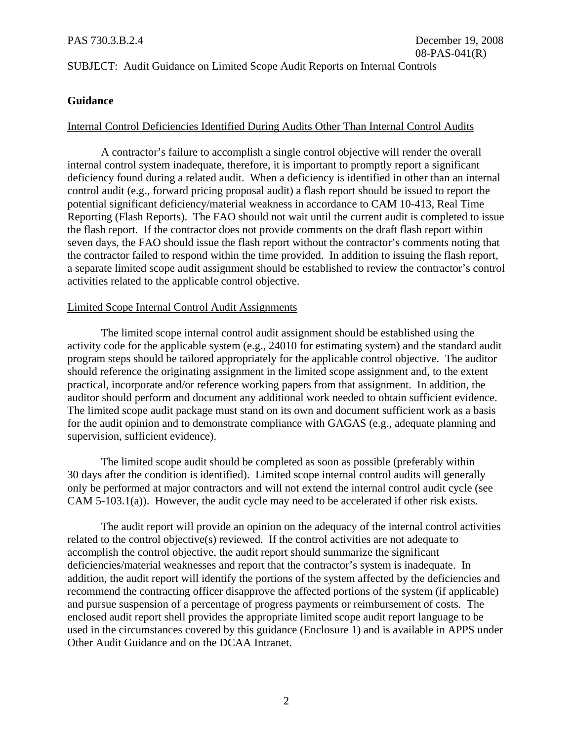PAS 730.3.B.2.4 December 19, 2008
08-PAS-041(R)

SUBJECT: Audit Guidance on Limited Scope Audit Reports on Internal Controls

**Guidance**

Internal Control Deficiencies Identified During Audits Other Than Internal Control Audits

A contractor's failure to accomplish a single control objective will render the overall internal control system inadequate, therefore, it is important to promptly report a significant deficiency found during a related audit. When a deficiency is identified in other than an internal control audit (e.g., forward pricing proposal audit) a flash report should be issued to report the potential significant deficiency/material weakness in accordance to CAM 10-413, Real Time Reporting (Flash Reports). The FAO should not wait until the current audit is completed to issue the flash report. If the contractor does not provide comments on the draft flash report within seven days, the FAO should issue the flash report without the contractor's comments noting that the contractor failed to respond within the time provided. In addition to issuing the flash report, a separate limited scope audit assignment should be established to review the contractor's control activities related to the applicable control objective.

Limited Scope Internal Control Audit Assignments

The limited scope internal control audit assignment should be established using the activity code for the applicable system (e.g., 24010 for estimating system) and the standard audit program steps should be tailored appropriately for the applicable control objective. The auditor should reference the originating assignment in the limited scope assignment and, to the extent practical, incorporate and/or reference working papers from that assignment. In addition, the auditor should perform and document any additional work needed to obtain sufficient evidence. The limited scope audit package must stand on its own and document sufficient work as a basis for the audit opinion and to demonstrate compliance with GAGAS (e.g., adequate planning and supervision, sufficient evidence).

The limited scope audit should be completed as soon as possible (preferably within 30 days after the condition is identified). Limited scope internal control audits will generally only be performed at major contractors and will not extend the internal control audit cycle (see CAM 5-103.1(a)). However, the audit cycle may need to be accelerated if other risk exists.

The audit report will provide an opinion on the adequacy of the internal control activities related to the control objective(s) reviewed. If the control activities are not adequate to accomplish the control objective, the audit report should summarize the significant deficiencies/material weaknesses and report that the contractor's system is inadequate. In addition, the audit report will identify the portions of the system affected by the deficiencies and recommend the contracting officer disapprove the affected portions of the system (if applicable) and pursue suspension of a percentage of progress payments or reimbursement of costs. The enclosed audit report shell provides the appropriate limited scope audit report language to be used in the circumstances covered by this guidance (Enclosure 1) and is available in APPS under Other Audit Guidance and on the DCAA Intranet.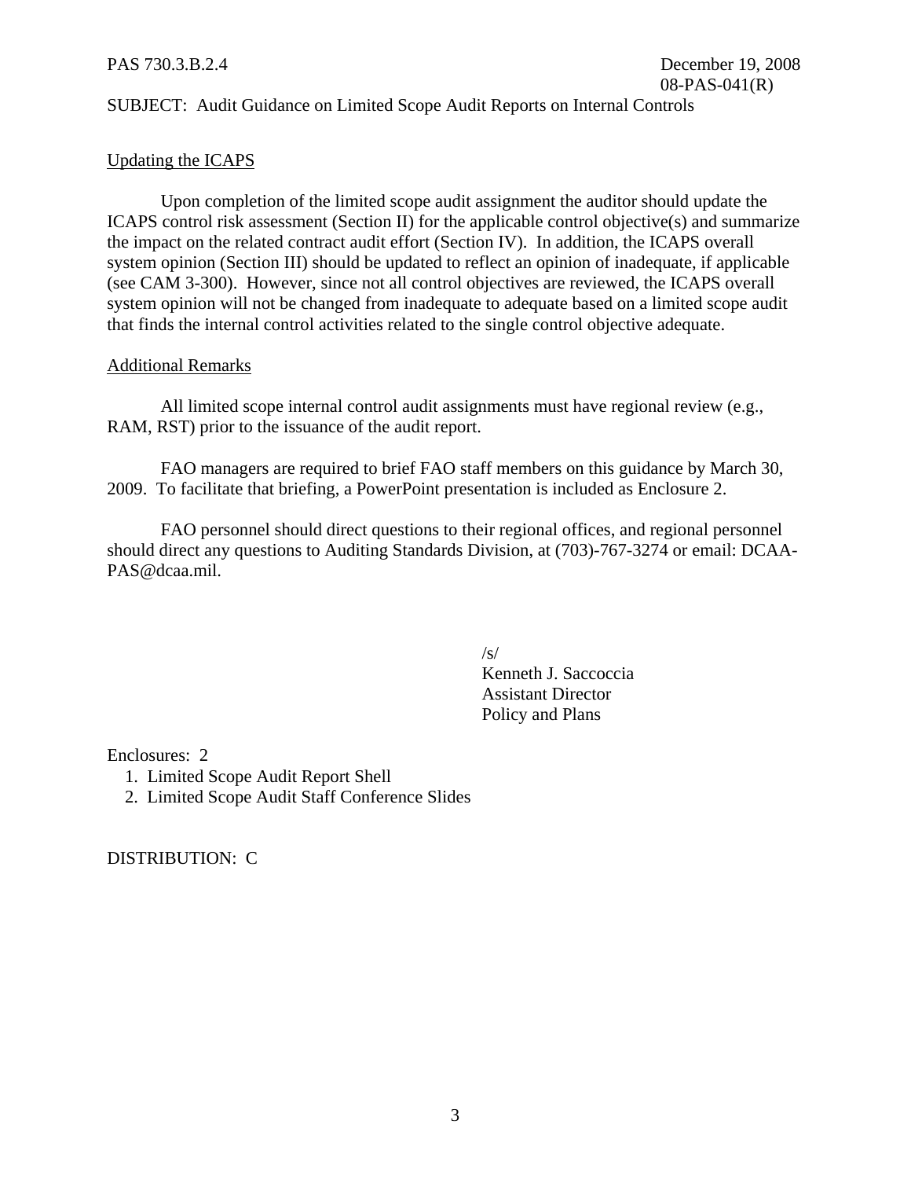## Updating the ICAPS

Upon completion of the limited scope audit assignment the auditor should update the ICAPS control risk assessment (Section II) for the applicable control objective(s) and summarize the impact on the related contract audit effort (Section IV). In addition, the ICAPS overall system opinion (Section III) should be updated to reflect an opinion of inadequate, if applicable (see CAM 3-300). However, since not all control objectives are reviewed, the ICAPS overall system opinion will not be changed from inadequate to adequate based on a limited scope audit that finds the internal control activities related to the single control objective adequate.

## Additional Remarks

All limited scope internal control audit assignments must have regional review (e.g., RAM, RST) prior to the issuance of the audit report.

FAO managers are required to brief FAO staff members on this guidance by March 30, 2009. To facilitate that briefing, a PowerPoint presentation is included as Enclosure 2.

FAO personnel should direct questions to their regional offices, and regional personnel should direct any questions to Auditing Standards Division, at (703)-767-3274 or email: DCAA-PAS@dcaa.mil.

/s/
Kenneth J. Saccoccia
Assistant Director
Policy and Plans

Enclosures: 2

1. Limited Scope Audit Report Shell
2. Limited Scope Audit Staff Conference Slides

DISTRIBUTION: C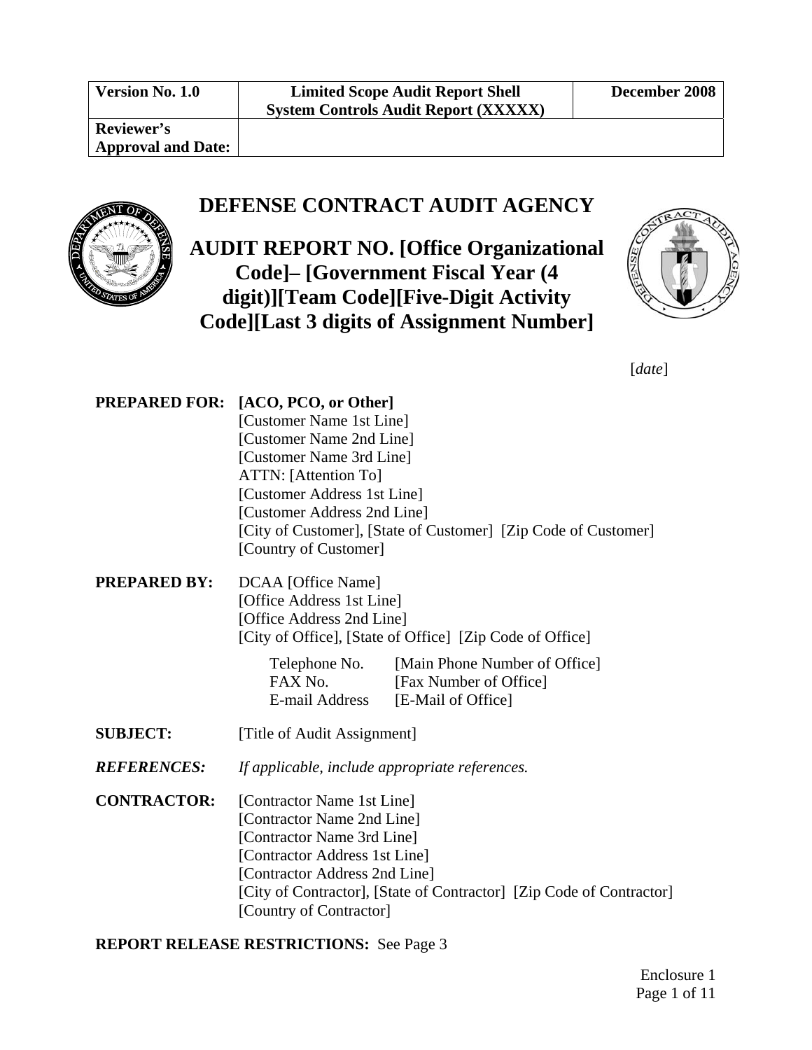| Version No. 1.0 | Limited Scope Audit Report Shell<br>System Controls Audit Report (XXXXX) | December 2008 |
| --- | --- | --- |
| Reviewer's Approval and Date: | | |

# DEFENSE CONTRACT AUDIT AGENCY

## AUDIT REPORT NO. [Office Organizational Code]– [Government Fiscal Year (4 digit)][Team Code][Five-Digit Activity Code][Last 3 digits of Assignment Number]

[*date*]

**PREPARED FOR:** **[ACO, PCO, or Other]**
[Customer Name 1st Line]
[Customer Name 2nd Line]
[Customer Name 3rd Line]
ATTN: [Attention To]
[Customer Address 1st Line]
[Customer Address 2nd Line]
[City of Customer], [State of Customer] [Zip Code of Customer]
[Country of Customer]

**PREPARED BY:** DCAA [Office Name]
[Office Address 1st Line]
[Office Address 2nd Line]
[City of Office], [State of Office] [Zip Code of Office]

| | |
| --- | --- |
| Telephone No. | [Main Phone Number of Office] |
| FAX No. | [Fax Number of Office] |
| E-mail Address | [E-Mail of Office] |

**SUBJECT:** [Title of Audit Assignment]

***REFERENCES:*** *If applicable, include appropriate references.*

**CONTRACTOR:** [Contractor Name 1st Line]
[Contractor Name 2nd Line]
[Contractor Name 3rd Line]
[Contractor Address 1st Line]
[Contractor Address 2nd Line]
[City of Contractor], [State of Contractor] [Zip Code of Contractor]
[Country of Contractor]

**REPORT RELEASE RESTRICTIONS:** See Page 3

Enclosure 1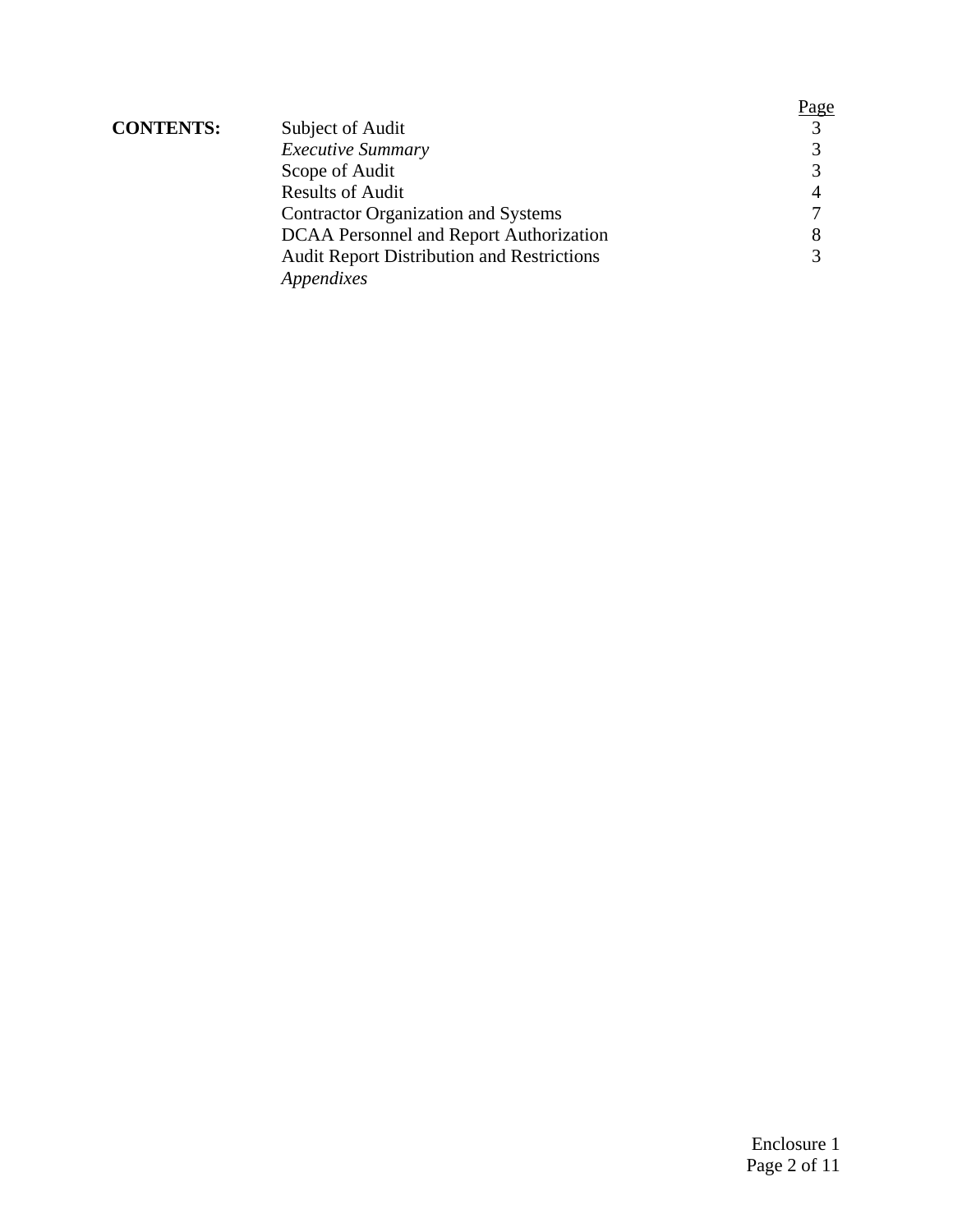| **CONTENTS:** | | Page |
|---|---|---|
| | Subject of Audit | 3 |
| | *Executive Summary* | 3 |
| | Scope of Audit | 3 |
| | Results of Audit | 4 |
| | Contractor Organization and Systems | 7 |
| | DCAA Personnel and Report Authorization | 8 |
| | Audit Report Distribution and Restrictions | 3 |
| | *Appendixes* | |

Enclosure 1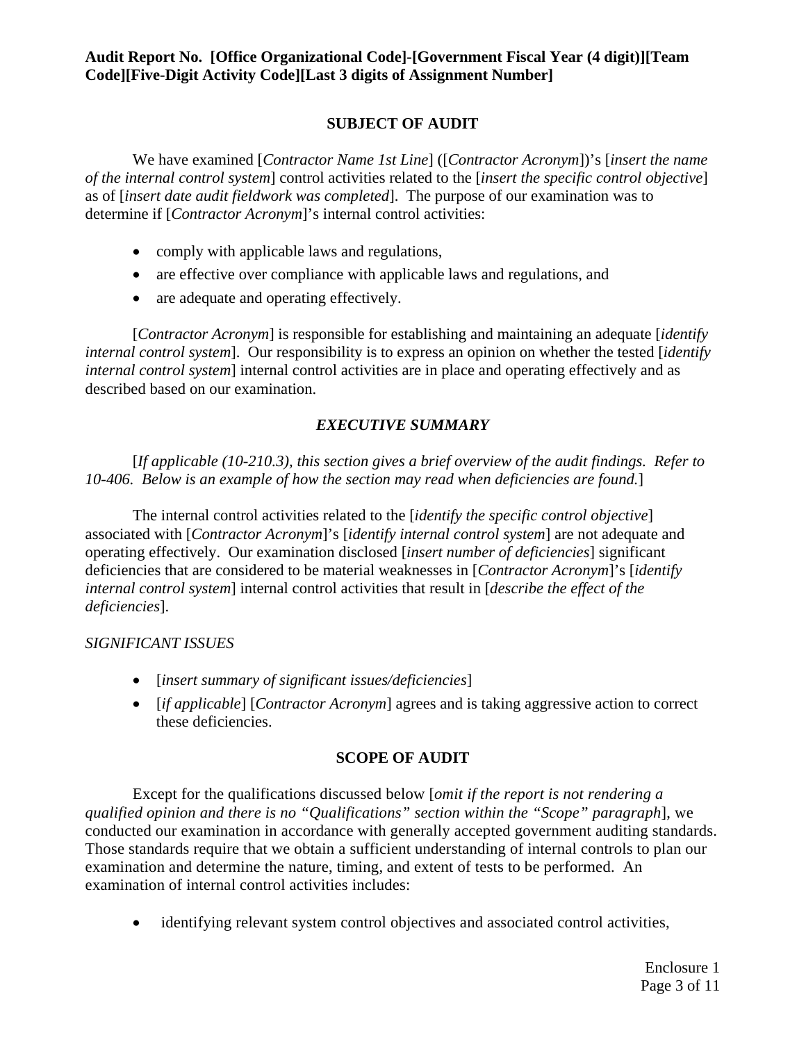**Audit Report No. [Office Organizational Code]-[Government Fiscal Year (4 digit)][Team Code][Five-Digit Activity Code][Last 3 digits of Assignment Number]**

## SUBJECT OF AUDIT

We have examined [*Contractor Name 1st Line*] ([*Contractor Acronym*])'s [*insert the name of the internal control system*] control activities related to the [*insert the specific control objective*] as of [*insert date audit fieldwork was completed*]. The purpose of our examination was to determine if [*Contractor Acronym*]'s internal control activities:

- comply with applicable laws and regulations,
- are effective over compliance with applicable laws and regulations, and
- are adequate and operating effectively.

[*Contractor Acronym*] is responsible for establishing and maintaining an adequate [*identify internal control system*]. Our responsibility is to express an opinion on whether the tested [*identify internal control system*] internal control activities are in place and operating effectively and as described based on our examination.

## *EXECUTIVE SUMMARY*

[*If applicable (10-210.3), this section gives a brief overview of the audit findings. Refer to 10-406. Below is an example of how the section may read when deficiencies are found.*]

The internal control activities related to the [*identify the specific control objective*] associated with [*Contractor Acronym*]'s [*identify internal control system*] are not adequate and operating effectively. Our examination disclosed [*insert number of deficiencies*] significant deficiencies that are considered to be material weaknesses in [*Contractor Acronym*]'s [*identify internal control system*] internal control activities that result in [*describe the effect of the deficiencies*].

*SIGNIFICANT ISSUES*

- [*insert summary of significant issues/deficiencies*]
- [*if applicable*] [*Contractor Acronym*] agrees and is taking aggressive action to correct these deficiencies.

## SCOPE OF AUDIT

Except for the qualifications discussed below [*omit if the report is not rendering a qualified opinion and there is no "Qualifications" section within the "Scope" paragraph*], we conducted our examination in accordance with generally accepted government auditing standards. Those standards require that we obtain a sufficient understanding of internal controls to plan our examination and determine the nature, timing, and extent of tests to be performed. An examination of internal control activities includes:

- identifying relevant system control objectives and associated control activities,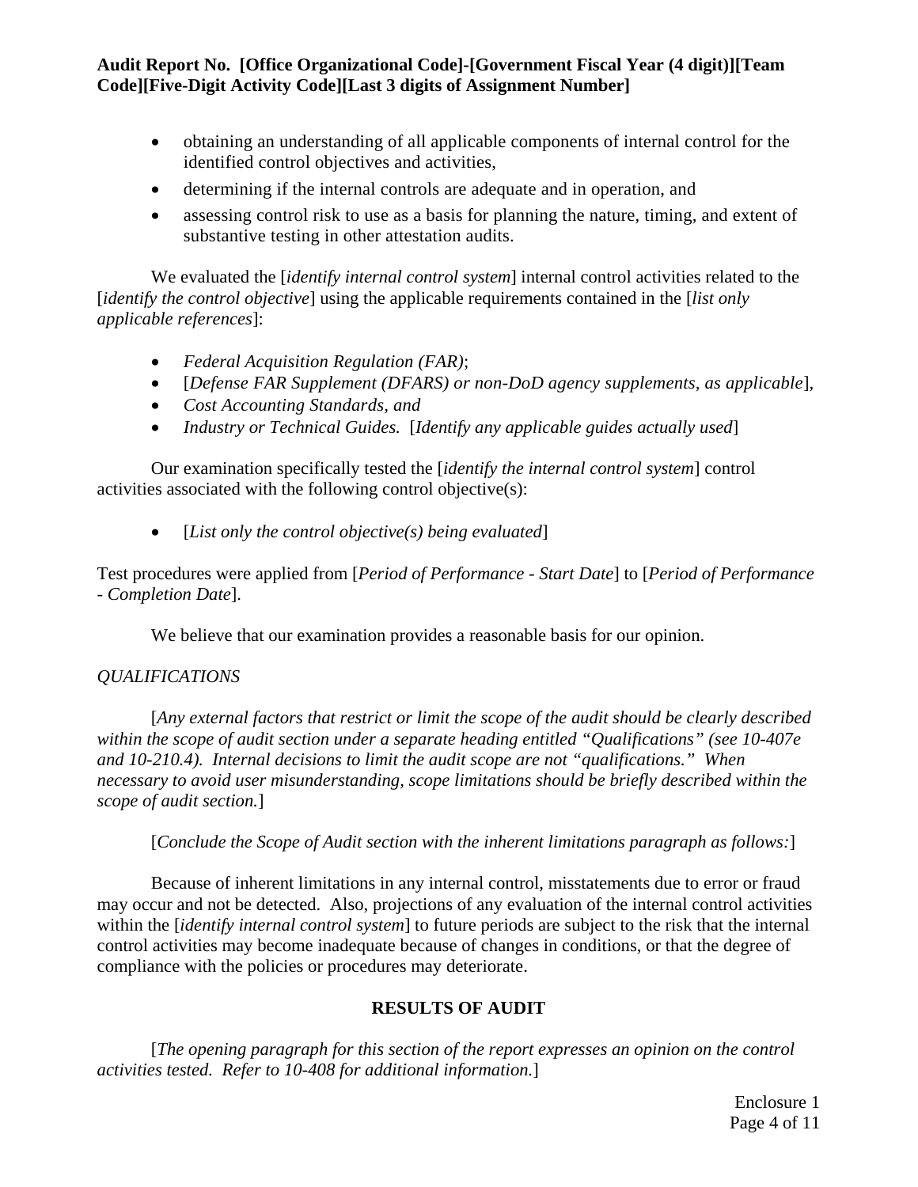- obtaining an understanding of all applicable components of internal control for the identified control objectives and activities,
- determining if the internal controls are adequate and in operation, and
- assessing control risk to use as a basis for planning the nature, timing, and extent of substantive testing in other attestation audits.

We evaluated the [*identify internal control system*] internal control activities related to the [*identify the control objective*] using the applicable requirements contained in the [*list only applicable references*]:

- *Federal Acquisition Regulation (FAR)*;
- [*Defense FAR Supplement (DFARS) or non-DoD agency supplements, as applicable*],
- *Cost Accounting Standards, and*
- *Industry or Technical Guides.* [*Identify any applicable guides actually used*]

Our examination specifically tested the [*identify the internal control system*] control activities associated with the following control objective(s):

- [*List only the control objective(s) being evaluated*]

Test procedures were applied from [*Period of Performance - Start Date*] to [*Period of Performance - Completion Date*].

We believe that our examination provides a reasonable basis for our opinion.

*QUALIFICATIONS*

[*Any external factors that restrict or limit the scope of the audit should be clearly described within the scope of audit section under a separate heading entitled "Qualifications" (see 10-407e and 10-210.4). Internal decisions to limit the audit scope are not "qualifications." When necessary to avoid user misunderstanding, scope limitations should be briefly described within the scope of audit section.*]

[*Conclude the Scope of Audit section with the inherent limitations paragraph as follows:*]

Because of inherent limitations in any internal control, misstatements due to error or fraud may occur and not be detected. Also, projections of any evaluation of the internal control activities within the [*identify internal control system*] to future periods are subject to the risk that the internal control activities may become inadequate because of changes in conditions, or that the degree of compliance with the policies or procedures may deteriorate.

## RESULTS OF AUDIT

[*The opening paragraph for this section of the report expresses an opinion on the control activities tested. Refer to 10-408 for additional information.*]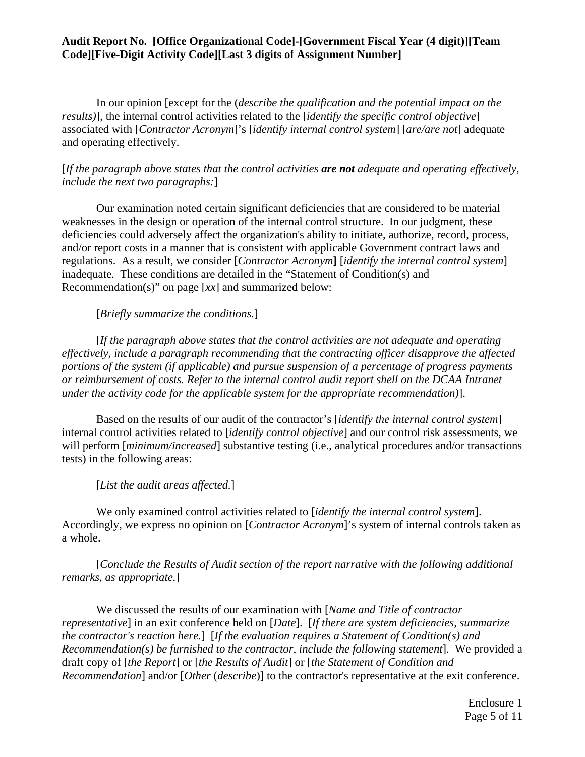**Audit Report No. [Office Organizational Code]-[Government Fiscal Year (4 digit)][Team Code][Five-Digit Activity Code][Last 3 digits of Assignment Number]**

In our opinion [except for the (*describe the qualification and the potential impact on the results)*], the internal control activities related to the [*identify the specific control objective*] associated with [*Contractor Acronym*]'s [*identify internal control system*] [*are/are not*] adequate and operating effectively.

[*If the paragraph above states that the control activities* ***are not*** *adequate and operating effectively, include the next two paragraphs:*]

Our examination noted certain significant deficiencies that are considered to be material weaknesses in the design or operation of the internal control structure. In our judgment, these deficiencies could adversely affect the organization's ability to initiate, authorize, record, process, and/or report costs in a manner that is consistent with applicable Government contract laws and regulations. As a result, we consider [*Contractor Acronym*] [*identify the internal control system*] inadequate. These conditions are detailed in the "Statement of Condition(s) and Recommendation(s)" on page [*xx*] and summarized below:

[*Briefly summarize the conditions.*]

[*If the paragraph above states that the control activities are not adequate and operating effectively, include a paragraph recommending that the contracting officer disapprove the affected portions of the system (if applicable) and pursue suspension of a percentage of progress payments or reimbursement of costs. Refer to the internal control audit report shell on the DCAA Intranet under the activity code for the applicable system for the appropriate recommendation)*].

Based on the results of our audit of the contractor's [*identify the internal control system*] internal control activities related to [*identify control objective*] and our control risk assessments, we will perform [*minimum/increased*] substantive testing (i.e., analytical procedures and/or transactions tests) in the following areas:

[*List the audit areas affected.*]

We only examined control activities related to [*identify the internal control system*]. Accordingly, we express no opinion on [*Contractor Acronym*]'s system of internal controls taken as a whole.

[*Conclude the Results of Audit section of the report narrative with the following additional remarks, as appropriate.*]

We discussed the results of our examination with [*Name and Title of contractor representative*] in an exit conference held on [*Date*]. [*If there are system deficiencies, summarize the contractor's reaction here.*] [*If the evaluation requires a Statement of Condition(s) and Recommendation(s) be furnished to the contractor, include the following statement*]. We provided a draft copy of [*the Report*] or [*the Results of Audit*] or [*the Statement of Condition and Recommendation*] and/or [*Other* (*describe*)] to the contractor's representative at the exit conference.

Enclosure 1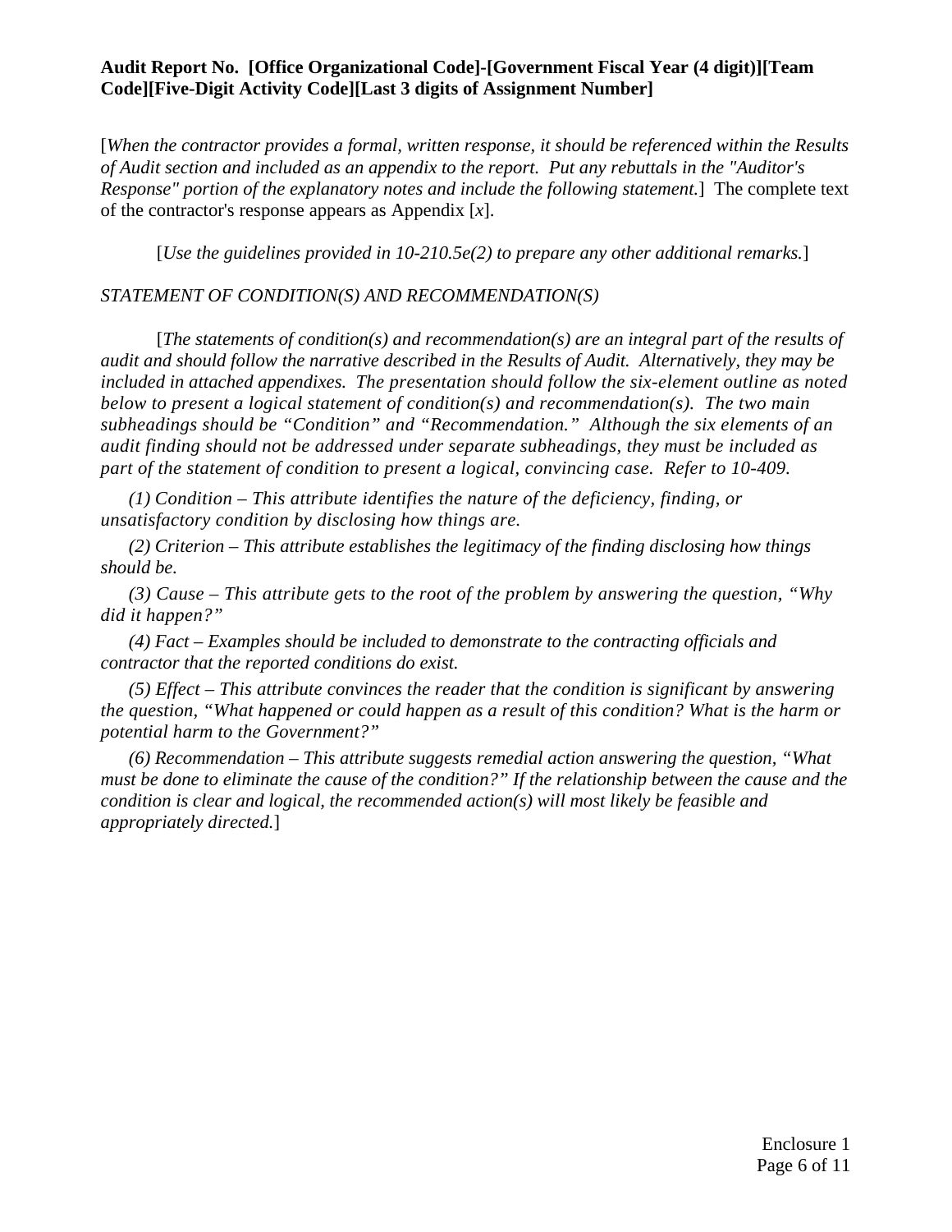**Audit Report No. [Office Organizational Code]-[Government Fiscal Year (4 digit)][Team Code][Five-Digit Activity Code][Last 3 digits of Assignment Number]**

[*When the contractor provides a formal, written response, it should be referenced within the Results of Audit section and included as an appendix to the report. Put any rebuttals in the "Auditor's Response" portion of the explanatory notes and include the following statement.*] The complete text of the contractor's response appears as Appendix [*x*].

[*Use the guidelines provided in 10-210.5e(2) to prepare any other additional remarks.*]

*STATEMENT OF CONDITION(S) AND RECOMMENDATION(S)*

[*The statements of condition(s) and recommendation(s) are an integral part of the results of audit and should follow the narrative described in the Results of Audit. Alternatively, they may be included in attached appendixes. The presentation should follow the six-element outline as noted below to present a logical statement of condition(s) and recommendation(s). The two main subheadings should be "Condition" and "Recommendation." Although the six elements of an audit finding should not be addressed under separate subheadings, they must be included as part of the statement of condition to present a logical, convincing case. Refer to 10-409.*

*(1) Condition – This attribute identifies the nature of the deficiency, finding, or unsatisfactory condition by disclosing how things are.*

*(2) Criterion – This attribute establishes the legitimacy of the finding disclosing how things should be.*

*(3) Cause – This attribute gets to the root of the problem by answering the question, "Why did it happen?"*

*(4) Fact – Examples should be included to demonstrate to the contracting officials and contractor that the reported conditions do exist.*

*(5) Effect – This attribute convinces the reader that the condition is significant by answering the question, "What happened or could happen as a result of this condition? What is the harm or potential harm to the Government?"*

*(6) Recommendation – This attribute suggests remedial action answering the question, "What must be done to eliminate the cause of the condition?" If the relationship between the cause and the condition is clear and logical, the recommended action(s) will most likely be feasible and appropriately directed.*]

Enclosure 1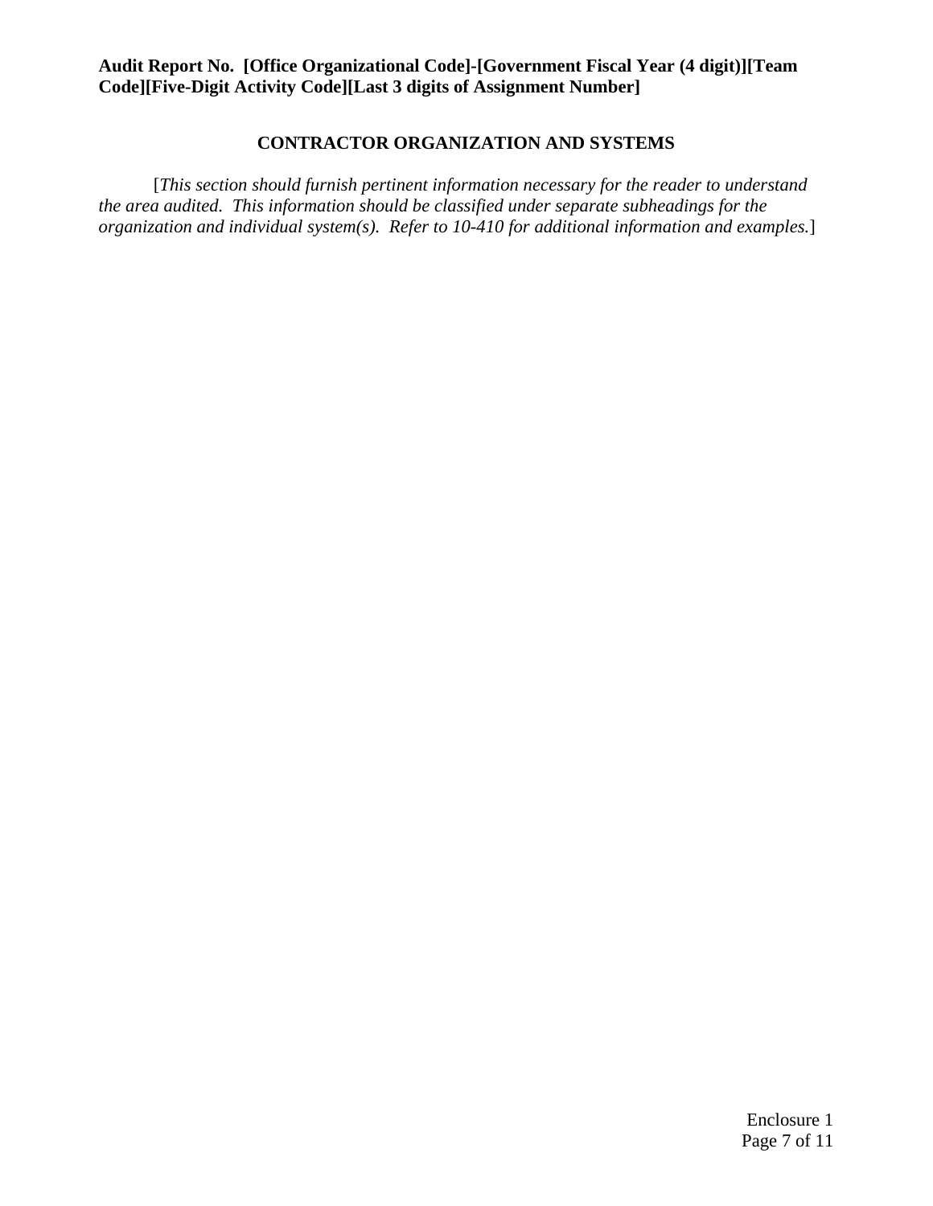**Audit Report No. [Office Organizational Code]-[Government Fiscal Year (4 digit)][Team Code][Five-Digit Activity Code][Last 3 digits of Assignment Number]**

## CONTRACTOR ORGANIZATION AND SYSTEMS

[*This section should furnish pertinent information necessary for the reader to understand the area audited. This information should be classified under separate subheadings for the organization and individual system(s). Refer to 10-410 for additional information and examples.*]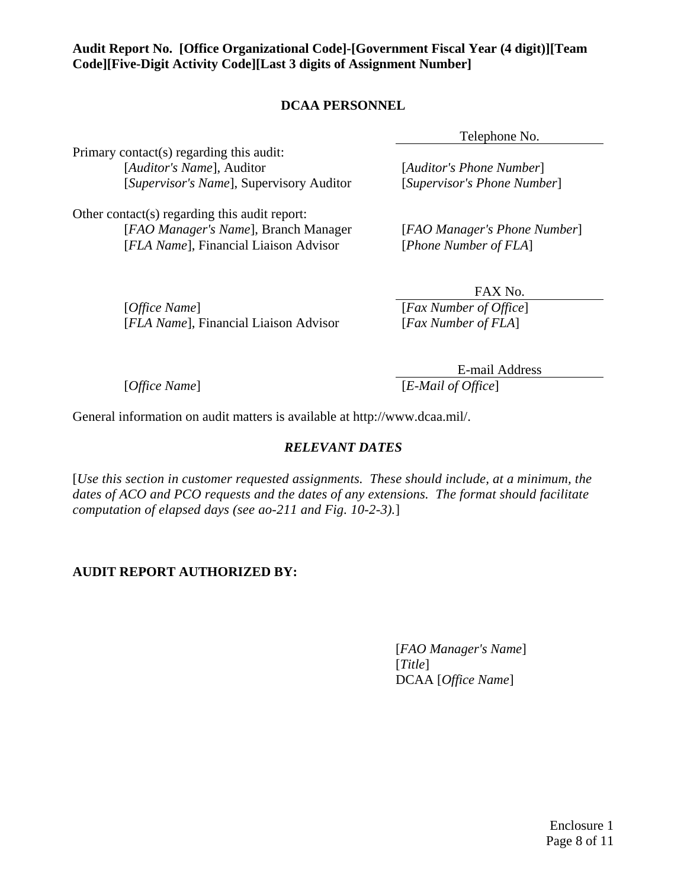**Audit Report No. [Office Organizational Code]-[Government Fiscal Year (4 digit)][Team Code][Five-Digit Activity Code][Last 3 digits of Assignment Number]**

## DCAA PERSONNEL

| | Telephone No. |
|---|---|
| Primary contact(s) regarding this audit: | |
| [*Auditor's Name*], Auditor | [*Auditor's Phone Number*] |
| [*Supervisor's Name*], Supervisory Auditor | [*Supervisor's Phone Number*] |
| Other contact(s) regarding this audit report: | |
| [*FAO Manager's Name*], Branch Manager | [*FAO Manager's Phone Number*] |
| [*FLA Name*], Financial Liaison Advisor | [*Phone Number of FLA*] |

| | FAX No. |
|---|---|
| [*Office Name*] | [*Fax Number of Office*] |
| [*FLA Name*], Financial Liaison Advisor | [*Fax Number of FLA*] |

| | E-mail Address |
|---|---|
| [*Office Name*] | [*E-Mail of Office*] |

General information on audit matters is available at http://www.dcaa.mil/.

## *RELEVANT DATES*

[*Use this section in customer requested assignments. These should include, at a minimum, the dates of ACO and PCO requests and the dates of any extensions. The format should facilitate computation of elapsed days (see ao-211 and Fig. 10-2-3).*]

**AUDIT REPORT AUTHORIZED BY:**

[*FAO Manager's Name*]  
[*Title*]  
DCAA [*Office Name*]

Enclosure 1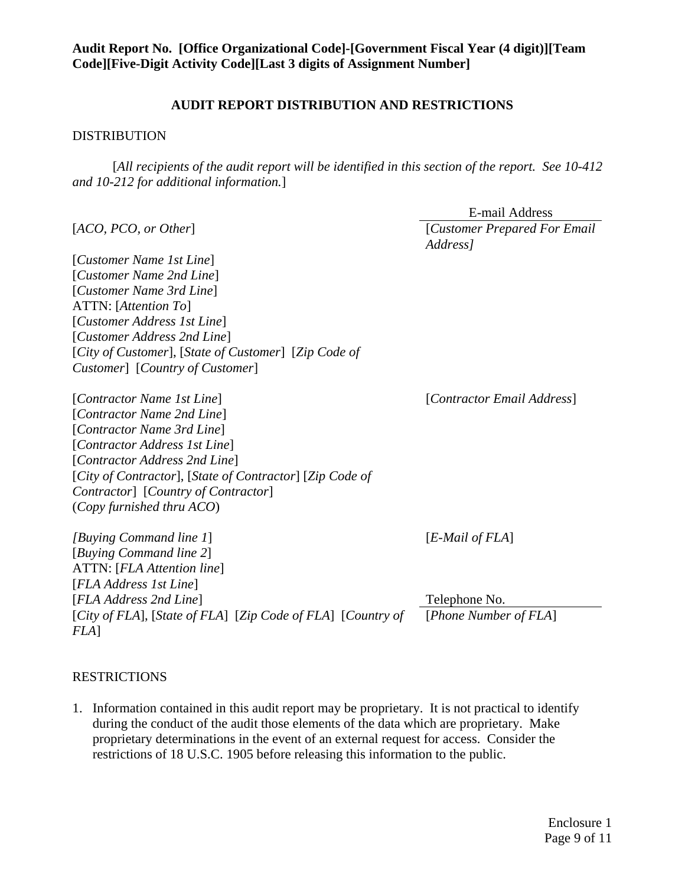**Audit Report No. [Office Organizational Code]-[Government Fiscal Year (4 digit)][Team Code][Five-Digit Activity Code][Last 3 digits of Assignment Number]**

## AUDIT REPORT DISTRIBUTION AND RESTRICTIONS

DISTRIBUTION

[*All recipients of the audit report will be identified in this section of the report. See 10-412 and 10-212 for additional information.*]

| | E-mail Address |
|---|---|
| [*ACO, PCO, or Other*] | [*Customer Prepared For Email Address]* |
| [*Customer Name 1st Line*]<br>[*Customer Name 2nd Line*]<br>[*Customer Name 3rd Line*]<br>ATTN: [*Attention To*]<br>[*Customer Address 1st Line*]<br>[*Customer Address 2nd Line*]<br>[*City of Customer*], [*State of Customer*] [*Zip Code of Customer*] [*Country of Customer*] | |
| [*Contractor Name 1st Line*]<br>[*Contractor Name 2nd Line*]<br>[*Contractor Name 3rd Line*]<br>[*Contractor Address 1st Line*]<br>[*Contractor Address 2nd Line*]<br>[*City of Contractor*], [*State of Contractor*] [*Zip Code of Contractor*] [*Country of Contractor*]<br>(*Copy furnished thru ACO*) | [*Contractor Email Address*] |
| *[Buying Command line 1*]<br>[*Buying Command line 2*]<br>ATTN: [*FLA Attention line*]<br>[*FLA Address 1st Line*]<br>[*FLA Address 2nd Line*]<br>[*City of FLA*], [*State of FLA*] [*Zip Code of FLA*] [*Country of FLA*] | [*E-Mail of FLA*]<br><br>Telephone No.<br>[*Phone Number of FLA*] |

RESTRICTIONS

1. Information contained in this audit report may be proprietary. It is not practical to identify during the conduct of the audit those elements of the data which are proprietary. Make proprietary determinations in the event of an external request for access. Consider the restrictions of 18 U.S.C. 1905 before releasing this information to the public.

Enclosure 1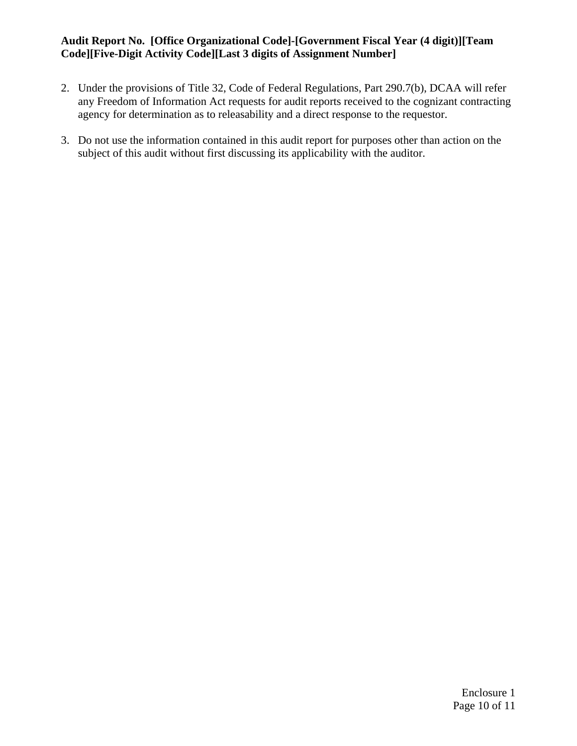2. Under the provisions of Title 32, Code of Federal Regulations, Part 290.7(b), DCAA will refer any Freedom of Information Act requests for audit reports received to the cognizant contracting agency for determination as to releasability and a direct response to the requestor.

3. Do not use the information contained in this audit report for purposes other than action on the subject of this audit without first discussing its applicability with the auditor.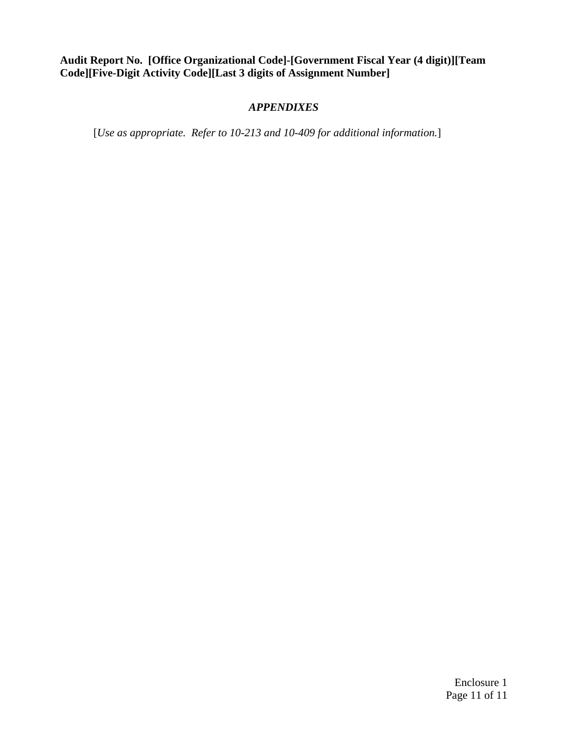**Audit Report No. [Office Organizational Code]-[Government Fiscal Year (4 digit)][Team Code][Five-Digit Activity Code][Last 3 digits of Assignment Number]**

## ***APPENDIXES***

[*Use as appropriate. Refer to 10-213 and 10-409 for additional information.*]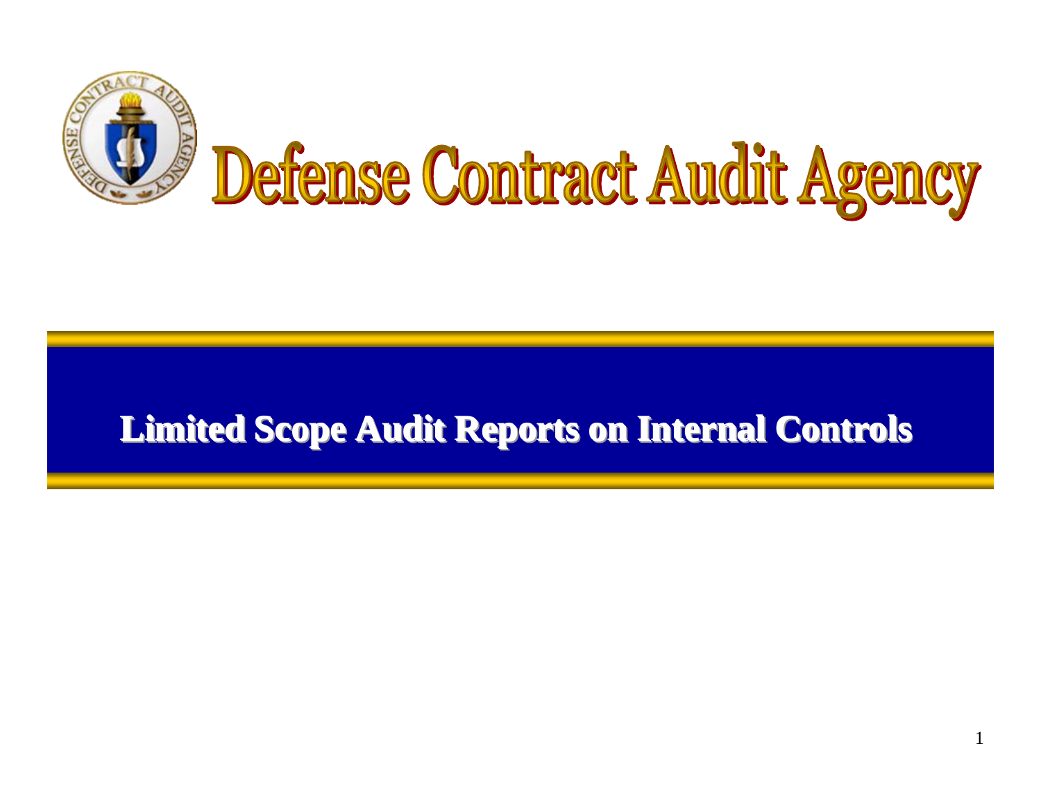# Defense Contract Audit Agency

## Limited Scope Audit Reports on Internal Controls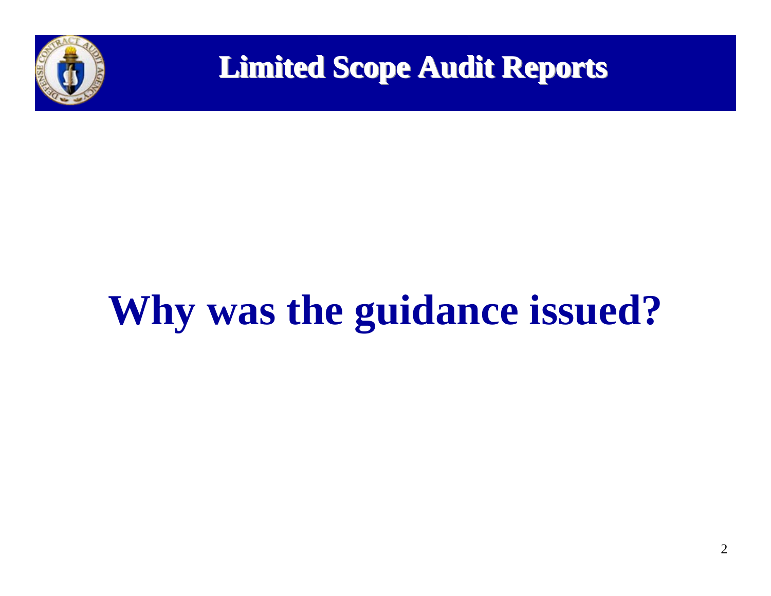# Limited Scope Audit Reports

## Why was the guidance issued?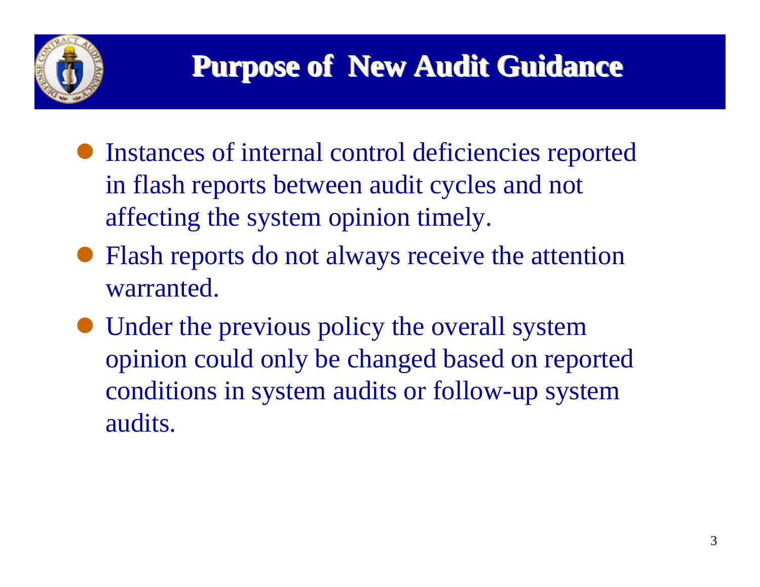# Purpose of New Audit Guidance

- Instances of internal control deficiencies reported in flash reports between audit cycles and not affecting the system opinion timely.
- Flash reports do not always receive the attention warranted.
- Under the previous policy the overall system opinion could only be changed based on reported conditions in system audits or follow-up system audits.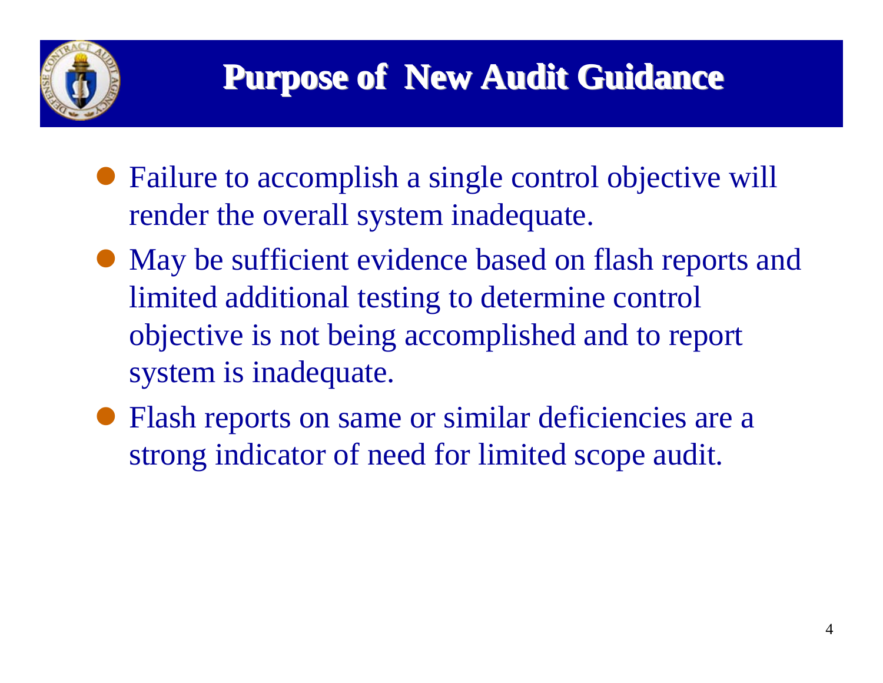# Purpose of New Audit Guidance

- Failure to accomplish a single control objective will render the overall system inadequate.
- May be sufficient evidence based on flash reports and limited additional testing to determine control objective is not being accomplished and to report system is inadequate.
- Flash reports on same or similar deficiencies are a strong indicator of need for limited scope audit.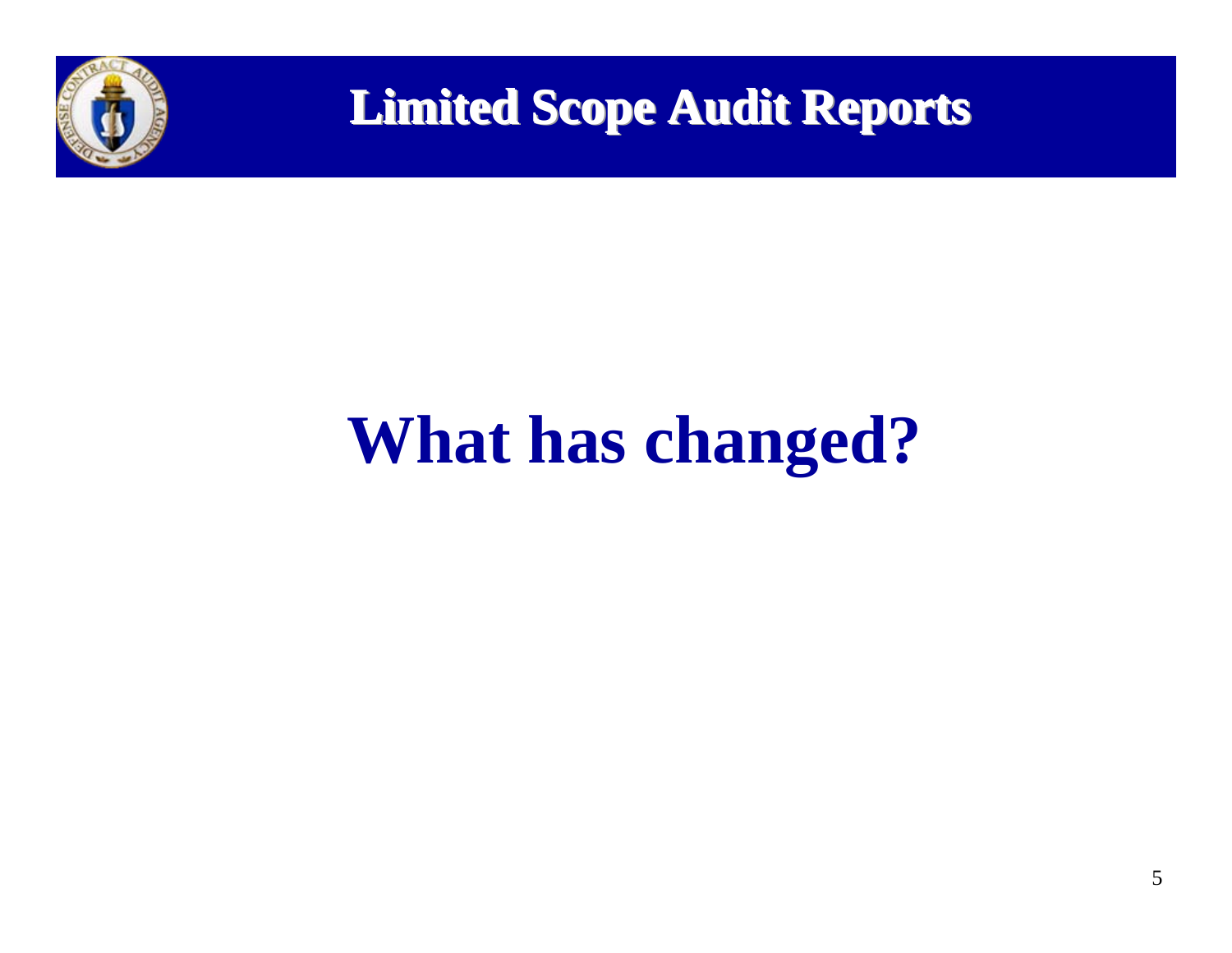# Limited Scope Audit Reports

## What has changed?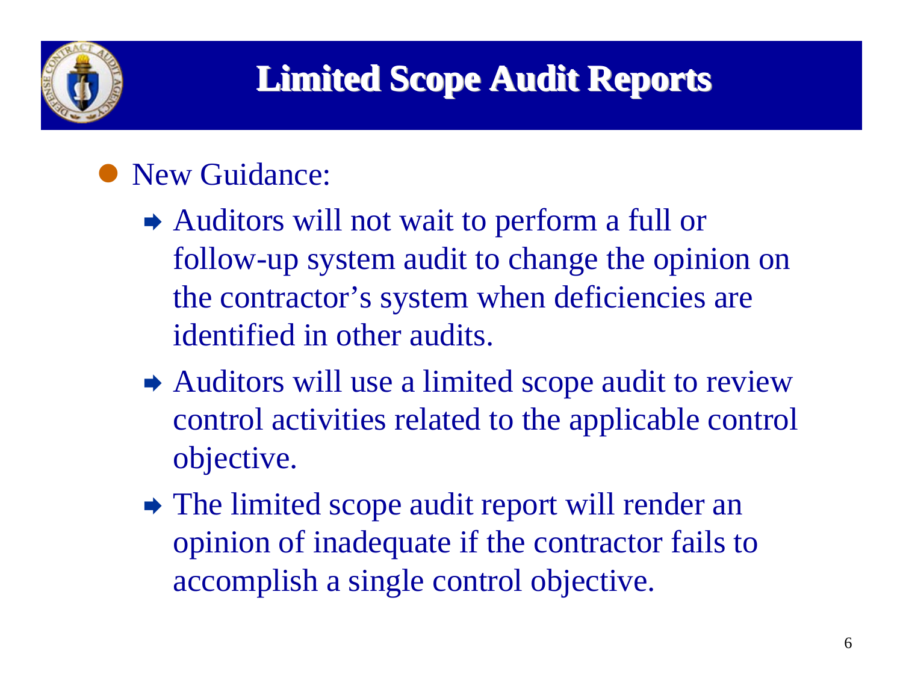# Limited Scope Audit Reports

- New Guidance:
  - Auditors will not wait to perform a full or follow-up system audit to change the opinion on the contractor's system when deficiencies are identified in other audits.
  - Auditors will use a limited scope audit to review control activities related to the applicable control objective.
  - The limited scope audit report will render an opinion of inadequate if the contractor fails to accomplish a single control objective.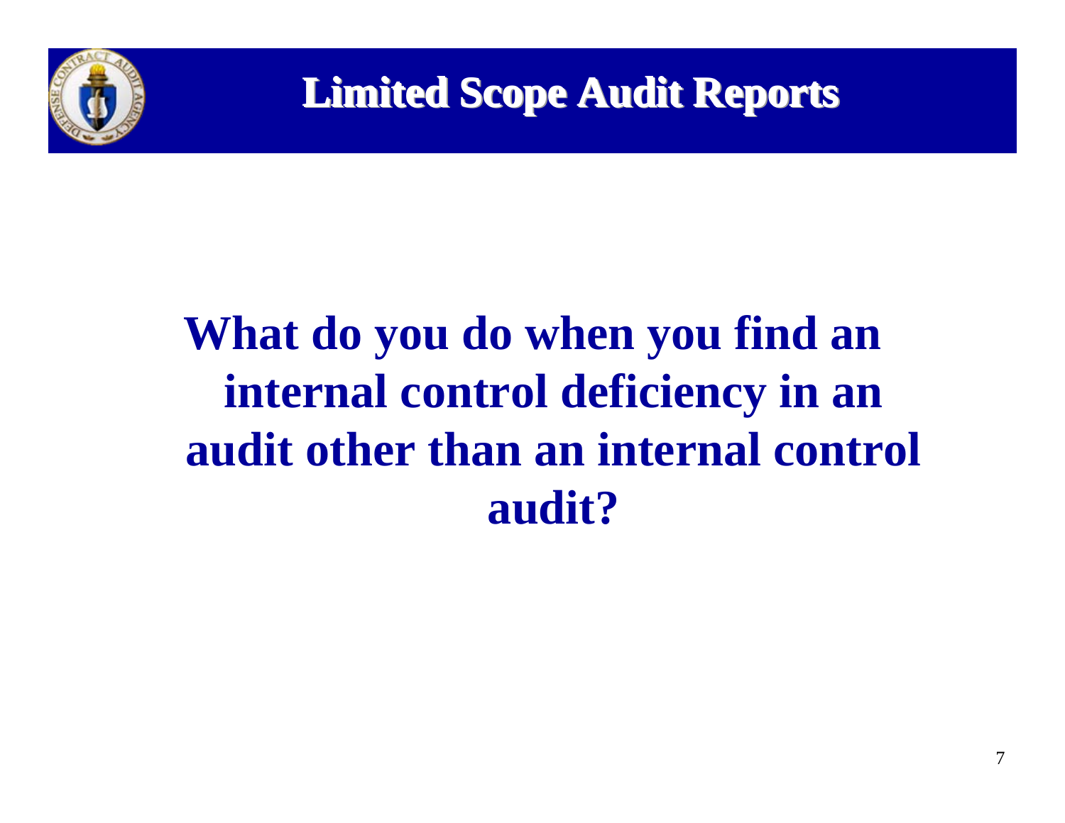# Limited Scope Audit Reports

**What do you do when you find an internal control deficiency in an audit other than an internal control audit?**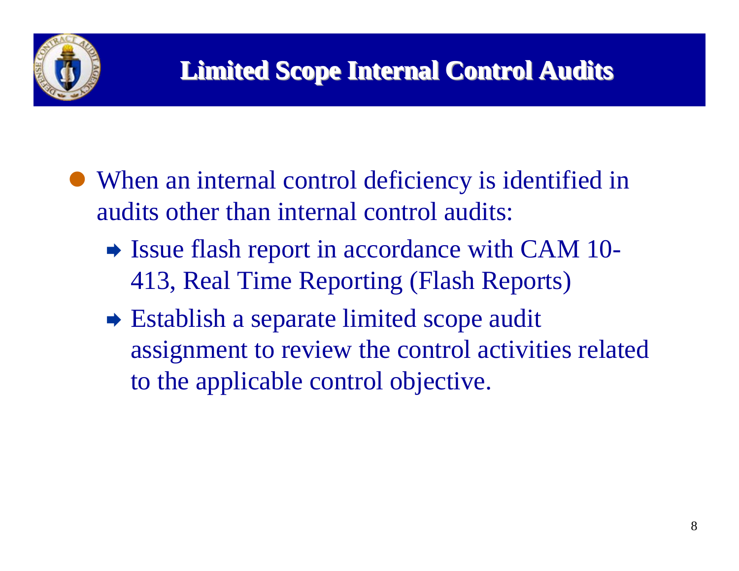# Limited Scope Internal Control Audits

- When an internal control deficiency is identified in audits other than internal control audits:
  - Issue flash report in accordance with CAM 10-413, Real Time Reporting (Flash Reports)
  - Establish a separate limited scope audit assignment to review the control activities related to the applicable control objective.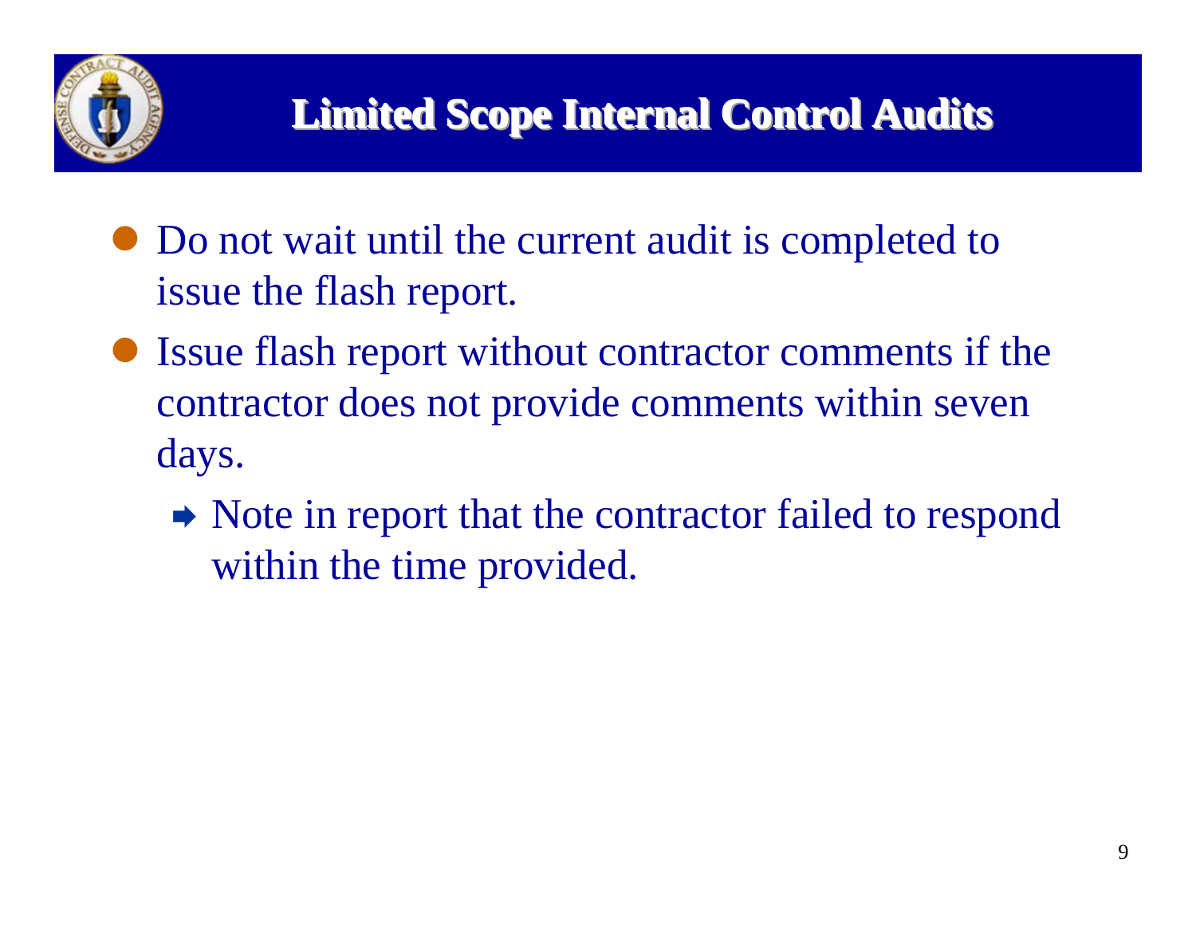# Limited Scope Internal Control Audits

- Do not wait until the current audit is completed to issue the flash report.
- Issue flash report without contractor comments if the contractor does not provide comments within seven days.
  - Note in report that the contractor failed to respond within the time provided.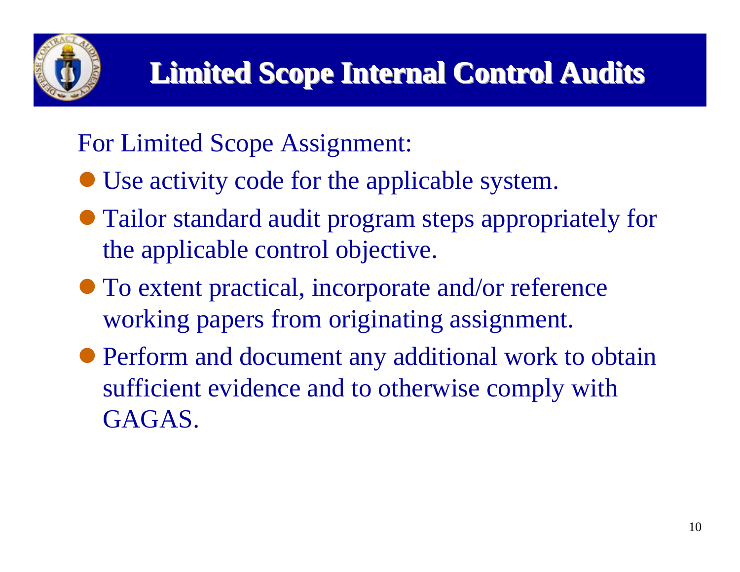# Limited Scope Internal Control Audits

For Limited Scope Assignment:

- Use activity code for the applicable system.
- Tailor standard audit program steps appropriately for the applicable control objective.
- To extent practical, incorporate and/or reference working papers from originating assignment.
- Perform and document any additional work to obtain sufficient evidence and to otherwise comply with GAGAS.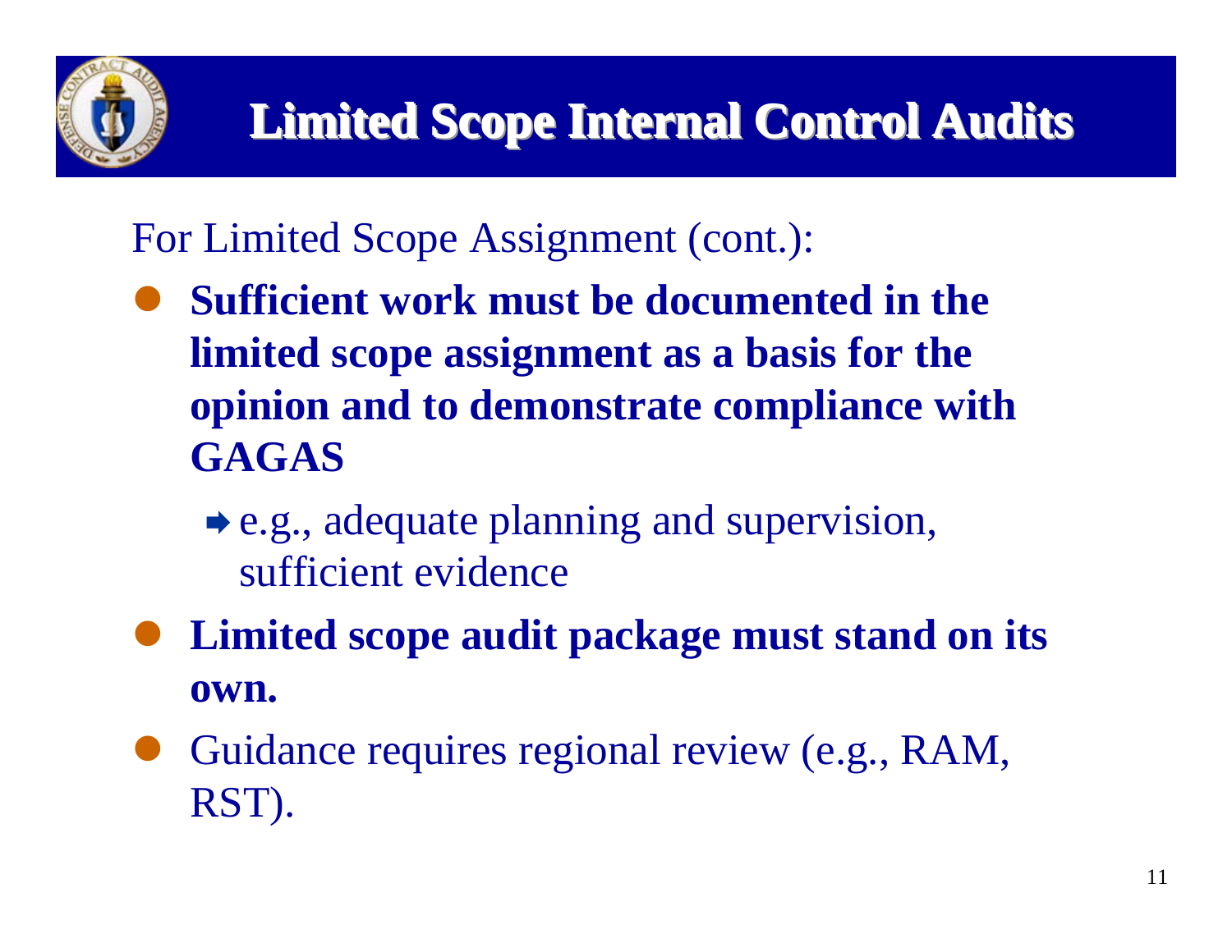# Limited Scope Internal Control Audits

For Limited Scope Assignment (cont.):

- **Sufficient work must be documented in the limited scope assignment as a basis for the opinion and to demonstrate compliance with GAGAS**
  - e.g., adequate planning and supervision, sufficient evidence
- **Limited scope audit package must stand on its own.**
- Guidance requires regional review (e.g., RAM, RST).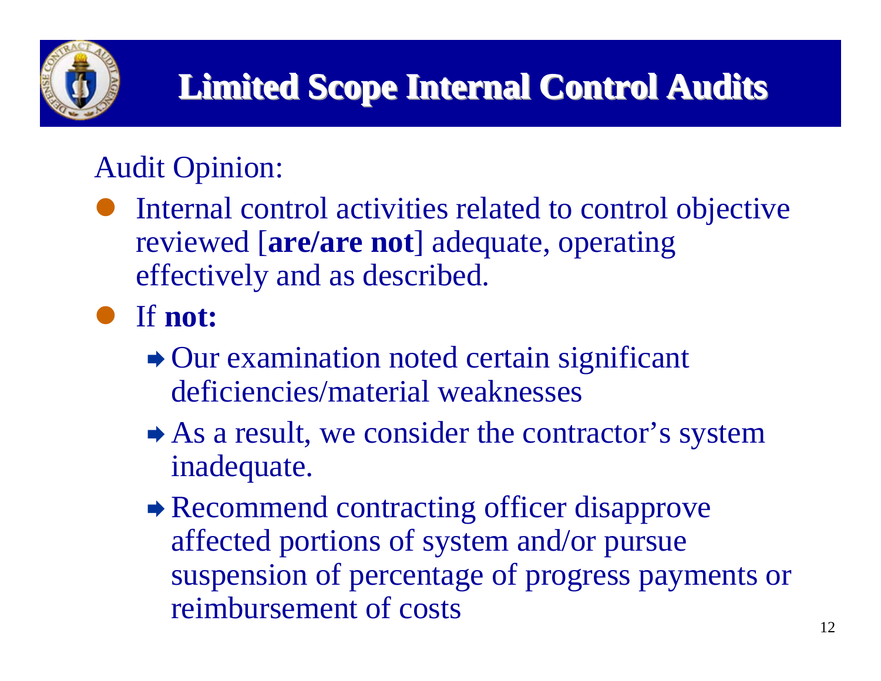# Limited Scope Internal Control Audits

Audit Opinion:

- Internal control activities related to control objective reviewed [**are/are not**] adequate, operating effectively and as described.
- If **not:**
  - Our examination noted certain significant deficiencies/material weaknesses
  - As a result, we consider the contractor's system inadequate.
  - Recommend contracting officer disapprove affected portions of system and/or pursue suspension of percentage of progress payments or reimbursement of costs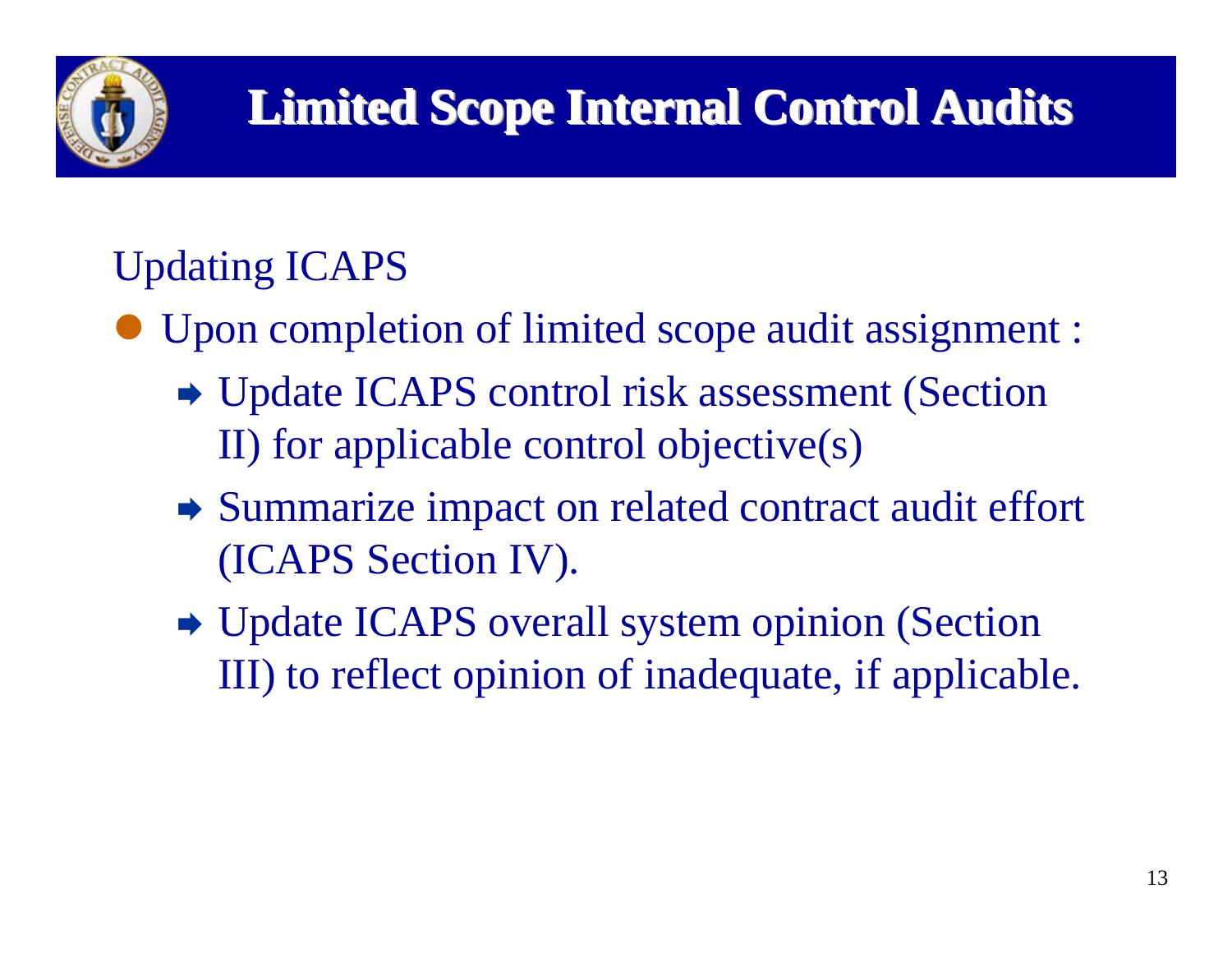# Limited Scope Internal Control Audits

## Updating ICAPS

- Upon completion of limited scope audit assignment :
  - Update ICAPS control risk assessment (Section II) for applicable control objective(s)
  - Summarize impact on related contract audit effort (ICAPS Section IV).
  - Update ICAPS overall system opinion (Section III) to reflect opinion of inadequate, if applicable.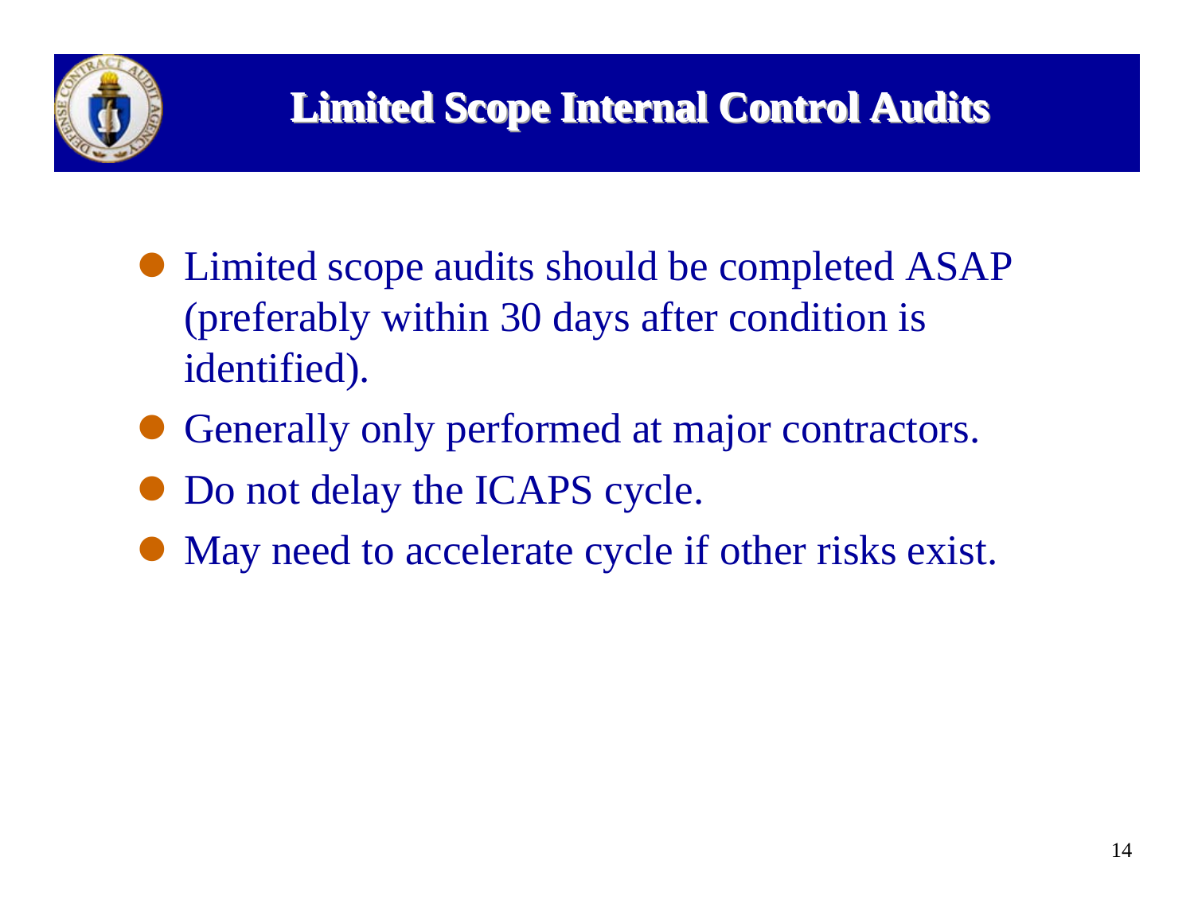# Limited Scope Internal Control Audits

- Limited scope audits should be completed ASAP (preferably within 30 days after condition is identified).
- Generally only performed at major contractors.
- Do not delay the ICAPS cycle.
- May need to accelerate cycle if other risks exist.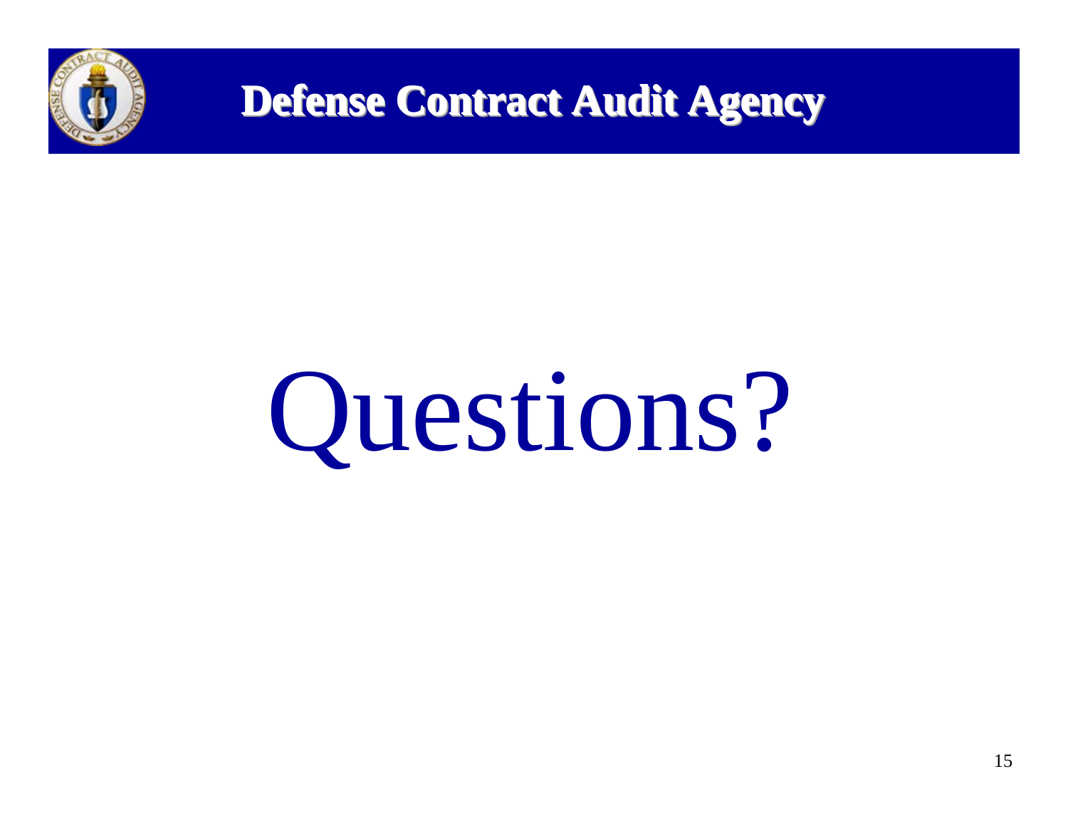Defense Contract Audit Agency

# Questions?